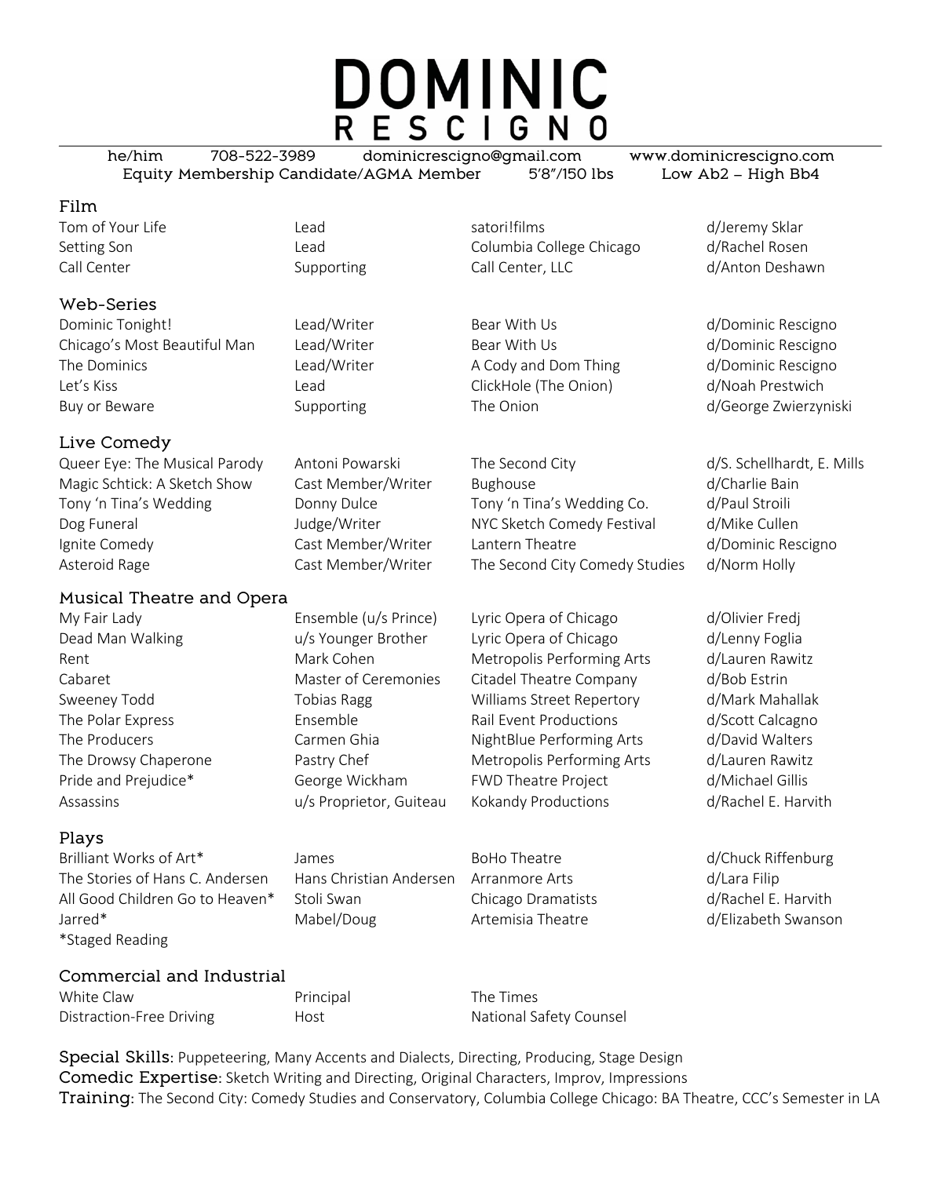# DOMINIC RESCIGNO

he/him | 708-522-3989 | dominicrescigno@gmail.com | www.dominicrescigno.com

Equity Membership Candidate/AGMA Member | 5'8"/150 lbs | Low Ab2 – High Bb4

## Film

| | | | |
|---|---|---|---|
| Tom of Your Life | Lead | satori!films | d/Jeremy Sklar |
| Setting Son | Lead | Columbia College Chicago | d/Rachel Rosen |
| Call Center | Supporting | Call Center, LLC | d/Anton Deshawn |

## Web-Series

| | | | |
|---|---|---|---|
| Dominic Tonight! | Lead/Writer | Bear With Us | d/Dominic Rescigno |
| Chicago's Most Beautiful Man | Lead/Writer | Bear With Us | d/Dominic Rescigno |
| The Dominics | Lead/Writer | A Cody and Dom Thing | d/Dominic Rescigno |
| Let's Kiss | Lead | ClickHole (The Onion) | d/Noah Prestwich |
| Buy or Beware | Supporting | The Onion | d/George Zwierzyniski |

## Live Comedy

| | | | |
|---|---|---|---|
| Queer Eye: The Musical Parody | Antoni Powarski | The Second City | d/S. Schellhardt, E. Mills |
| Magic Schtick: A Sketch Show | Cast Member/Writer | Bughouse | d/Charlie Bain |
| Tony 'n Tina's Wedding | Donny Dulce | Tony 'n Tina's Wedding Co. | d/Paul Stroili |
| Dog Funeral | Judge/Writer | NYC Sketch Comedy Festival | d/Mike Cullen |
| Ignite Comedy | Cast Member/Writer | Lantern Theatre | d/Dominic Rescigno |
| Asteroid Rage | Cast Member/Writer | The Second City Comedy Studies | d/Norm Holly |

## Musical Theatre and Opera

| | | | |
|---|---|---|---|
| My Fair Lady | Ensemble (u/s Prince) | Lyric Opera of Chicago | d/Olivier Fredj |
| Dead Man Walking | u/s Younger Brother | Lyric Opera of Chicago | d/Lenny Foglia |
| Rent | Mark Cohen | Metropolis Performing Arts | d/Lauren Rawitz |
| Cabaret | Master of Ceremonies | Citadel Theatre Company | d/Bob Estrin |
| Sweeney Todd | Tobias Ragg | Williams Street Repertory | d/Mark Mahallak |
| The Polar Express | Ensemble | Rail Event Productions | d/Scott Calcagno |
| The Producers | Carmen Ghia | NightBlue Performing Arts | d/David Walters |
| The Drowsy Chaperone | Pastry Chef | Metropolis Performing Arts | d/Lauren Rawitz |
| Pride and Prejudice* | George Wickham | FWD Theatre Project | d/Michael Gillis |
| Assassins | u/s Proprietor, Guiteau | Kokandy Productions | d/Rachel E. Harvith |

## Plays

| | | | |
|---|---|---|---|
| Brilliant Works of Art* | James | BoHo Theatre | d/Chuck Riffenburg |
| The Stories of Hans C. Andersen | Hans Christian Andersen | Arranmore Arts | d/Lara Filip |
| All Good Children Go to Heaven* | Stoli Swan | Chicago Dramatists | d/Rachel E. Harvith |
| Jarred* | Mabel/Doug | Artemisia Theatre | d/Elizabeth Swanson |

*Staged Reading

## Commercial and Industrial

| | | |
|---|---|---|
| White Claw | Principal | The Times |
| Distraction-Free Driving | Host | National Safety Counsel |

**Special Skills**: Puppeteering, Many Accents and Dialects, Directing, Producing, Stage Design

**Comedic Expertise**: Sketch Writing and Directing, Original Characters, Improv, Impressions

**Training**: The Second City: Comedy Studies and Conservatory, Columbia College Chicago: BA Theatre, CCC's Semester in LA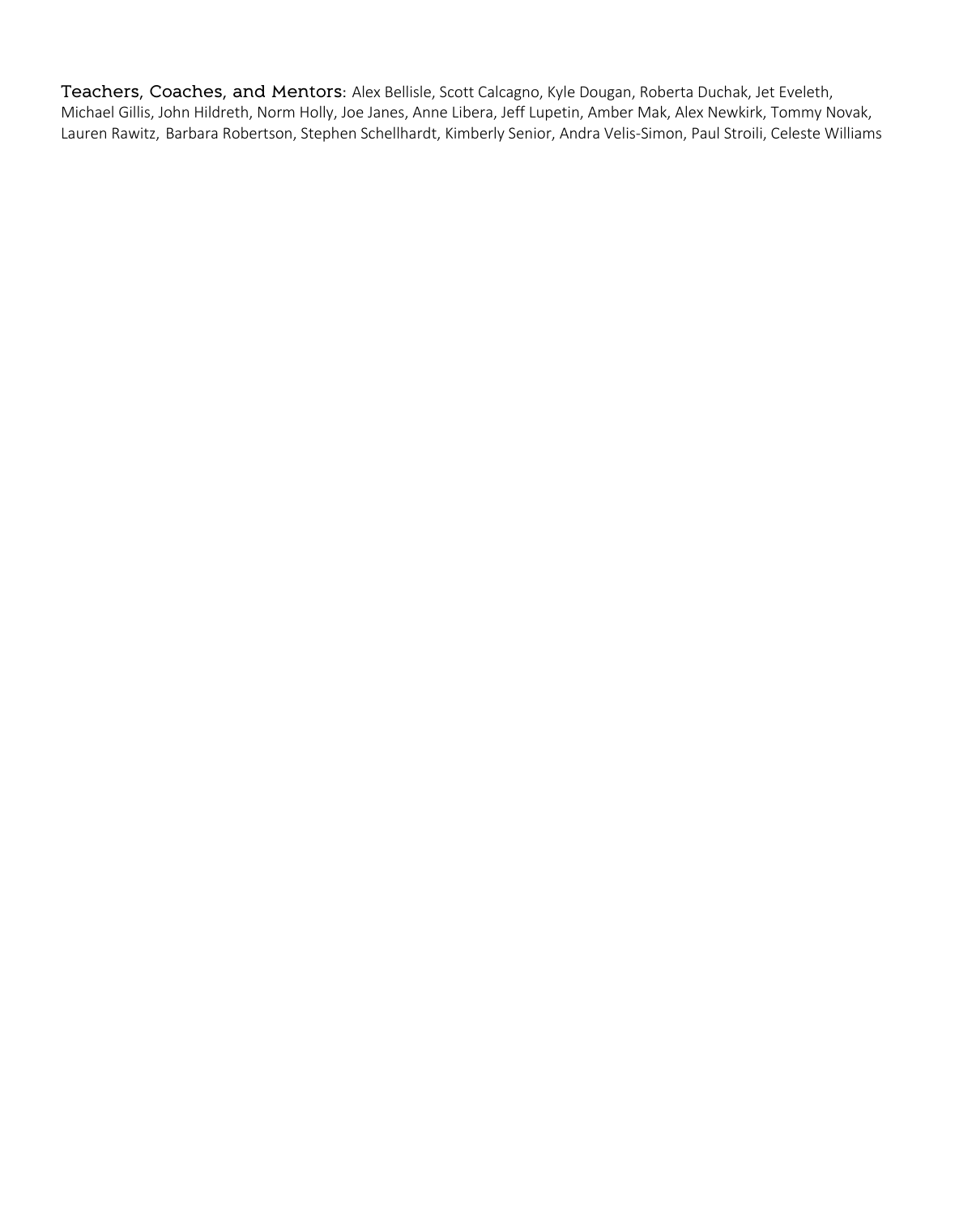**Teachers, Coaches, and Mentors:** Alex Bellisle, Scott Calcagno, Kyle Dougan, Roberta Duchak, Jet Eveleth, Michael Gillis, John Hildreth, Norm Holly, Joe Janes, Anne Libera, Jeff Lupetin, Amber Mak, Alex Newkirk, Tommy Novak, Lauren Rawitz, Barbara Robertson, Stephen Schellhardt, Kimberly Senior, Andra Velis-Simon, Paul Stroili, Celeste Williams